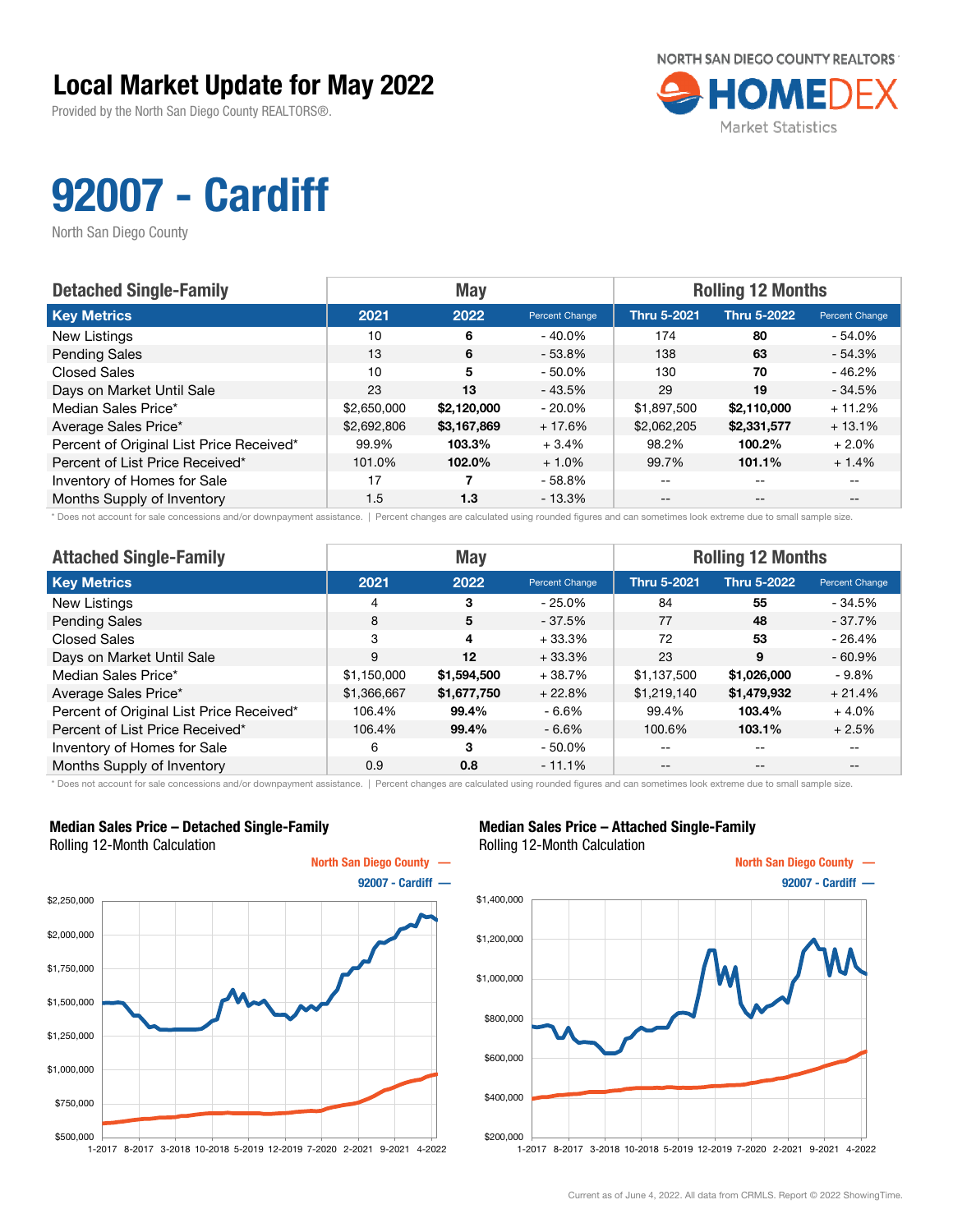# Local Market Update for May 2022

Provided by the North San Diego County REALTORS®.

NORTH SAN DIEGO COUNTY REALTORS
HOMEDEX
Market Statistics

# 92007 - Cardiff

North San Diego County

| Detached Single-Family | May | | | Rolling 12 Months | | |
|---|---|---|---|---|---|---|
| **Key Metrics** | **2021** | **2022** | **Percent Change** | **Thru 5-2021** | **Thru 5-2022** | **Percent Change** |
| New Listings | 10 | **6** | - 40.0% | 174 | **80** | - 54.0% |
| Pending Sales | 13 | **6** | - 53.8% | 138 | **63** | - 54.3% |
| Closed Sales | 10 | **5** | - 50.0% | 130 | **70** | - 46.2% |
| Days on Market Until Sale | 23 | **13** | - 43.5% | 29 | **19** | - 34.5% |
| Median Sales Price* | $2,650,000 | **$2,120,000** | - 20.0% | $1,897,500 | **$2,110,000** | + 11.2% |
| Average Sales Price* | $2,692,806 | **$3,167,869** | + 17.6% | $2,062,205 | **$2,331,577** | + 13.1% |
| Percent of Original List Price Received* | 99.9% | **103.3%** | + 3.4% | 98.2% | **100.2%** | + 2.0% |
| Percent of List Price Received* | 101.0% | **102.0%** | + 1.0% | 99.7% | **101.1%** | + 1.4% |
| Inventory of Homes for Sale | 17 | **7** | - 58.8% | -- | -- | -- |
| Months Supply of Inventory | 1.5 | **1.3** | - 13.3% | -- | -- | -- |

\* Does not account for sale concessions and/or downpayment assistance. | Percent changes are calculated using rounded figures and can sometimes look extreme due to small sample size.

| Attached Single-Family | May | | | Rolling 12 Months | | |
|---|---|---|---|---|---|---|
| **Key Metrics** | **2021** | **2022** | **Percent Change** | **Thru 5-2021** | **Thru 5-2022** | **Percent Change** |
| New Listings | 4 | **3** | - 25.0% | 84 | **55** | - 34.5% |
| Pending Sales | 8 | **5** | - 37.5% | 77 | **48** | - 37.7% |
| Closed Sales | 3 | **4** | + 33.3% | 72 | **53** | - 26.4% |
| Days on Market Until Sale | 9 | **12** | + 33.3% | 23 | **9** | - 60.9% |
| Median Sales Price* | $1,150,000 | **$1,594,500** | + 38.7% | $1,137,500 | **$1,026,000** | - 9.8% |
| Average Sales Price* | $1,366,667 | **$1,677,750** | + 22.8% | $1,219,140 | **$1,479,932** | + 21.4% |
| Percent of Original List Price Received* | 106.4% | **99.4%** | - 6.6% | 99.4% | **103.4%** | + 4.0% |
| Percent of List Price Received* | 106.4% | **99.4%** | - 6.6% | 100.6% | **103.1%** | + 2.5% |
| Inventory of Homes for Sale | 6 | **3** | - 50.0% | -- | -- | -- |
| Months Supply of Inventory | 0.9 | **0.8** | - 11.1% | -- | -- | -- |

\* Does not account for sale concessions and/or downpayment assistance. | Percent changes are calculated using rounded figures and can sometimes look extreme due to small sample size.

**Median Sales Price – Detached Single-Family**
Rolling 12-Month Calculation

North San Diego County —
92007 - Cardiff —

**Median Sales Price – Attached Single-Family**
Rolling 12-Month Calculation

North San Diego County —
92007 - Cardiff —

Current as of June 4, 2022. All data from CRMLS. Report © 2022 ShowingTime.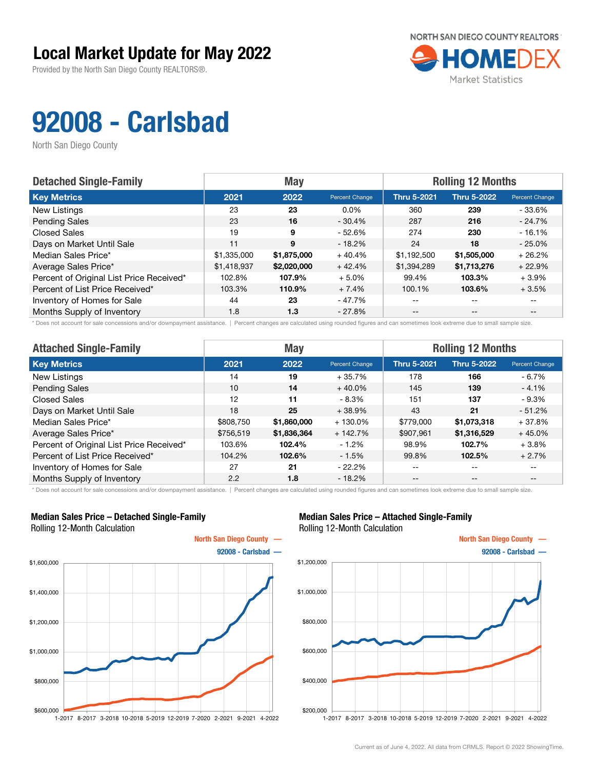# Local Market Update for May 2022

Provided by the North San Diego County REALTORS®.

NORTH SAN DIEGO COUNTY REALTORS® HOMEDEX Market Statistics

# 92008 - Carlsbad

North San Diego County

| Detached Single-Family | May | | | Rolling 12 Months | | |
|---|---|---|---|---|---|---|
| **Key Metrics** | **2021** | **2022** | **Percent Change** | **Thru 5-2021** | **Thru 5-2022** | **Percent Change** |
| New Listings | 23 | **23** | 0.0% | 360 | **239** | - 33.6% |
| Pending Sales | 23 | **16** | - 30.4% | 287 | **216** | - 24.7% |
| Closed Sales | 19 | **9** | - 52.6% | 274 | **230** | - 16.1% |
| Days on Market Until Sale | 11 | **9** | - 18.2% | 24 | **18** | - 25.0% |
| Median Sales Price* | $1,335,000 | **$1,875,000** | + 40.4% | $1,192,500 | **$1,505,000** | + 26.2% |
| Average Sales Price* | $1,418,937 | **$2,020,000** | + 42.4% | $1,394,289 | **$1,713,276** | + 22.9% |
| Percent of Original List Price Received* | 102.8% | **107.9%** | + 5.0% | 99.4% | **103.3%** | + 3.9% |
| Percent of List Price Received* | 103.3% | **110.9%** | + 7.4% | 100.1% | **103.6%** | + 3.5% |
| Inventory of Homes for Sale | 44 | **23** | - 47.7% | -- | -- | -- |
| Months Supply of Inventory | 1.8 | **1.3** | - 27.8% | -- | -- | -- |

\* Does not account for sale concessions and/or downpayment assistance. | Percent changes are calculated using rounded figures and can sometimes look extreme due to small sample size.

| Attached Single-Family | May | | | Rolling 12 Months | | |
|---|---|---|---|---|---|---|
| **Key Metrics** | **2021** | **2022** | **Percent Change** | **Thru 5-2021** | **Thru 5-2022** | **Percent Change** |
| New Listings | 14 | **19** | + 35.7% | 178 | **166** | - 6.7% |
| Pending Sales | 10 | **14** | + 40.0% | 145 | **139** | - 4.1% |
| Closed Sales | 12 | **11** | - 8.3% | 151 | **137** | - 9.3% |
| Days on Market Until Sale | 18 | **25** | + 38.9% | 43 | **21** | - 51.2% |
| Median Sales Price* | $808,750 | **$1,860,000** | + 130.0% | $779,000 | **$1,073,318** | + 37.8% |
| Average Sales Price* | $756,519 | **$1,836,364** | + 142.7% | $907,961 | **$1,316,529** | + 45.0% |
| Percent of Original List Price Received* | 103.6% | **102.4%** | - 1.2% | 98.9% | **102.7%** | + 3.8% |
| Percent of List Price Received* | 104.2% | **102.6%** | - 1.5% | 99.8% | **102.5%** | + 2.7% |
| Inventory of Homes for Sale | 27 | **21** | - 22.2% | -- | -- | -- |
| Months Supply of Inventory | 2.2 | **1.8** | - 18.2% | -- | -- | -- |

\* Does not account for sale concessions and/or downpayment assistance. | Percent changes are calculated using rounded figures and can sometimes look extreme due to small sample size.

**Median Sales Price – Detached Single-Family**
Rolling 12-Month Calculation

North San Diego County —
92008 - Carlsbad —

**Median Sales Price – Attached Single-Family**
Rolling 12-Month Calculation

North San Diego County —
92008 - Carlsbad —

Current as of June 4, 2022. All data from CRMLS. Report © 2022 ShowingTime.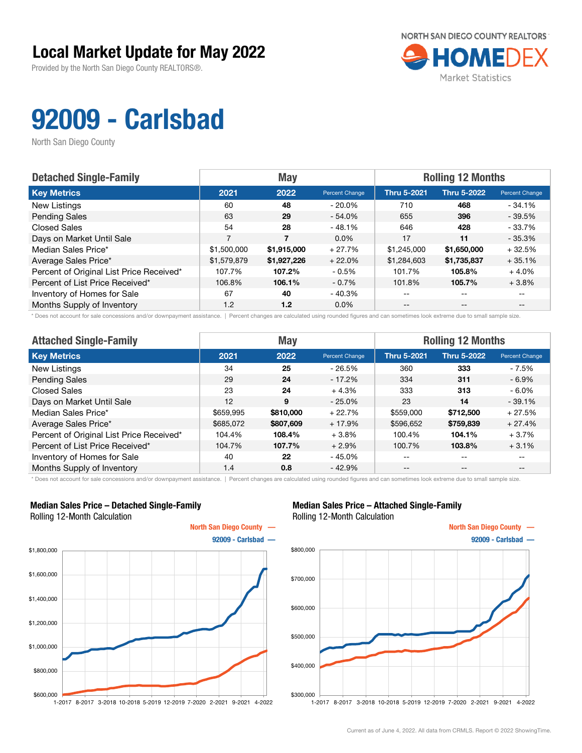# Local Market Update for May 2022

Provided by the North San Diego County REALTORS®.

NORTH SAN DIEGO COUNTY REALTORS HOMEDEX Market Statistics

# 92009 - Carlsbad

North San Diego County

| Detached Single-Family | May | | | Rolling 12 Months | | |
|---|---|---|---|---|---|---|
| **Key Metrics** | **2021** | **2022** | **Percent Change** | **Thru 5-2021** | **Thru 5-2022** | **Percent Change** |
| New Listings | 60 | **48** | - 20.0% | 710 | **468** | - 34.1% |
| Pending Sales | 63 | **29** | - 54.0% | 655 | **396** | - 39.5% |
| Closed Sales | 54 | **28** | - 48.1% | 646 | **428** | - 33.7% |
| Days on Market Until Sale | 7 | **7** | 0.0% | 17 | **11** | - 35.3% |
| Median Sales Price* | $1,500,000 | **$1,915,000** | + 27.7% | $1,245,000 | **$1,650,000** | + 32.5% |
| Average Sales Price* | $1,579,879 | **$1,927,226** | + 22.0% | $1,284,603 | **$1,735,837** | + 35.1% |
| Percent of Original List Price Received* | 107.7% | **107.2%** | - 0.5% | 101.7% | **105.8%** | + 4.0% |
| Percent of List Price Received* | 106.8% | **106.1%** | - 0.7% | 101.8% | **105.7%** | + 3.8% |
| Inventory of Homes for Sale | 67 | **40** | - 40.3% | -- | -- | -- |
| Months Supply of Inventory | 1.2 | **1.2** | 0.0% | -- | -- | -- |

* Does not account for sale concessions and/or downpayment assistance. | Percent changes are calculated using rounded figures and can sometimes look extreme due to small sample size.

| Attached Single-Family | May | | | Rolling 12 Months | | |
|---|---|---|---|---|---|---|
| **Key Metrics** | **2021** | **2022** | **Percent Change** | **Thru 5-2021** | **Thru 5-2022** | **Percent Change** |
| New Listings | 34 | **25** | - 26.5% | 360 | **333** | - 7.5% |
| Pending Sales | 29 | **24** | - 17.2% | 334 | **311** | - 6.9% |
| Closed Sales | 23 | **24** | + 4.3% | 333 | **313** | - 6.0% |
| Days on Market Until Sale | 12 | **9** | - 25.0% | 23 | **14** | - 39.1% |
| Median Sales Price* | $659,995 | **$810,000** | + 22.7% | $559,000 | **$712,500** | + 27.5% |
| Average Sales Price* | $685,072 | **$807,609** | + 17.9% | $596,652 | **$759,839** | + 27.4% |
| Percent of Original List Price Received* | 104.4% | **108.4%** | + 3.8% | 100.4% | **104.1%** | + 3.7% |
| Percent of List Price Received* | 104.7% | **107.7%** | + 2.9% | 100.7% | **103.8%** | + 3.1% |
| Inventory of Homes for Sale | 40 | **22** | - 45.0% | -- | -- | -- |
| Months Supply of Inventory | 1.4 | **0.8** | - 42.9% | -- | -- | -- |

* Does not account for sale concessions and/or downpayment assistance. | Percent changes are calculated using rounded figures and can sometimes look extreme due to small sample size.

### Median Sales Price – Detached Single-Family
Rolling 12-Month Calculation

North San Diego County —
92009 - Carlsbad —

### Median Sales Price – Attached Single-Family
Rolling 12-Month Calculation

North San Diego County —
92009 - Carlsbad —

Current as of June 4, 2022. All data from CRMLS. Report © 2022 ShowingTime.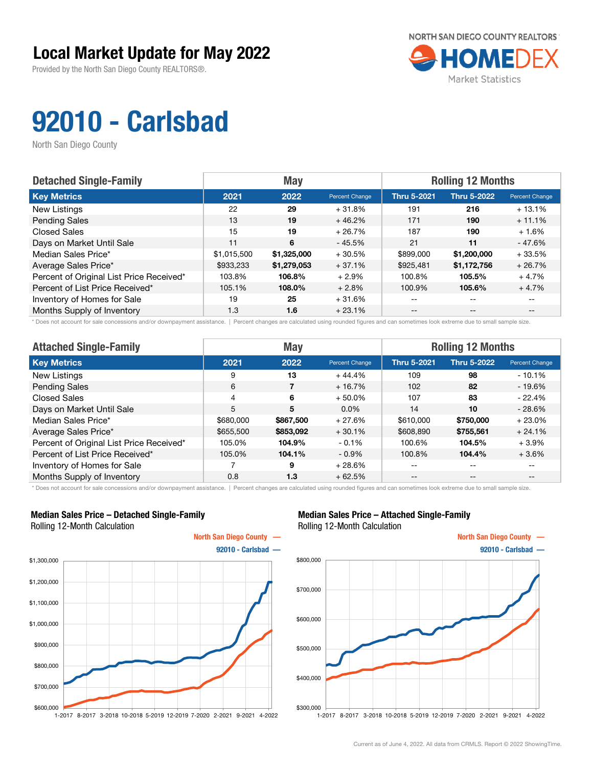# Local Market Update for May 2022

Provided by the North San Diego County REALTORS®.

NORTH SAN DIEGO COUNTY REALTORS HOMEDEX Market Statistics

# 92010 - Carlsbad

North San Diego County

| Detached Single-Family | May | | | Rolling 12 Months | | |
|---|---|---|---|---|---|---|
| **Key Metrics** | **2021** | **2022** | **Percent Change** | **Thru 5-2021** | **Thru 5-2022** | **Percent Change** |
| New Listings | 22 | **29** | + 31.8% | 191 | **216** | + 13.1% |
| Pending Sales | 13 | **19** | + 46.2% | 171 | **190** | + 11.1% |
| Closed Sales | 15 | **19** | + 26.7% | 187 | **190** | + 1.6% |
| Days on Market Until Sale | 11 | **6** | - 45.5% | 21 | **11** | - 47.6% |
| Median Sales Price* | $1,015,500 | **$1,325,000** | + 30.5% | $899,000 | **$1,200,000** | + 33.5% |
| Average Sales Price* | $933,233 | **$1,279,053** | + 37.1% | $925,481 | **$1,172,756** | + 26.7% |
| Percent of Original List Price Received* | 103.8% | **106.8%** | + 2.9% | 100.8% | **105.5%** | + 4.7% |
| Percent of List Price Received* | 105.1% | **108.0%** | + 2.8% | 100.9% | **105.6%** | + 4.7% |
| Inventory of Homes for Sale | 19 | **25** | + 31.6% | -- | -- | -- |
| Months Supply of Inventory | 1.3 | **1.6** | + 23.1% | -- | -- | -- |

\* Does not account for sale concessions and/or downpayment assistance. | Percent changes are calculated using rounded figures and can sometimes look extreme due to small sample size.

| Attached Single-Family | May | | | Rolling 12 Months | | |
|---|---|---|---|---|---|---|
| **Key Metrics** | **2021** | **2022** | **Percent Change** | **Thru 5-2021** | **Thru 5-2022** | **Percent Change** |
| New Listings | 9 | **13** | + 44.4% | 109 | **98** | - 10.1% |
| Pending Sales | 6 | **7** | + 16.7% | 102 | **82** | - 19.6% |
| Closed Sales | 4 | **6** | + 50.0% | 107 | **83** | - 22.4% |
| Days on Market Until Sale | 5 | **5** | 0.0% | 14 | **10** | - 28.6% |
| Median Sales Price* | $680,000 | **$867,500** | + 27.6% | $610,000 | **$750,000** | + 23.0% |
| Average Sales Price* | $655,500 | **$853,092** | + 30.1% | $608,890 | **$755,561** | + 24.1% |
| Percent of Original List Price Received* | 105.0% | **104.9%** | - 0.1% | 100.6% | **104.5%** | + 3.9% |
| Percent of List Price Received* | 105.0% | **104.1%** | - 0.9% | 100.8% | **104.4%** | + 3.6% |
| Inventory of Homes for Sale | 7 | **9** | + 28.6% | -- | -- | -- |
| Months Supply of Inventory | 0.8 | **1.3** | + 62.5% | -- | -- | -- |

\* Does not account for sale concessions and/or downpayment assistance. | Percent changes are calculated using rounded figures and can sometimes look extreme due to small sample size.

**Median Sales Price – Detached Single-Family**
Rolling 12-Month Calculation

North San Diego County — 92010 - Carlsbad —

**Median Sales Price – Attached Single-Family**
Rolling 12-Month Calculation

North San Diego County — 92010 - Carlsbad —

Current as of June 4, 2022. All data from CRMLS. Report © 2022 ShowingTime.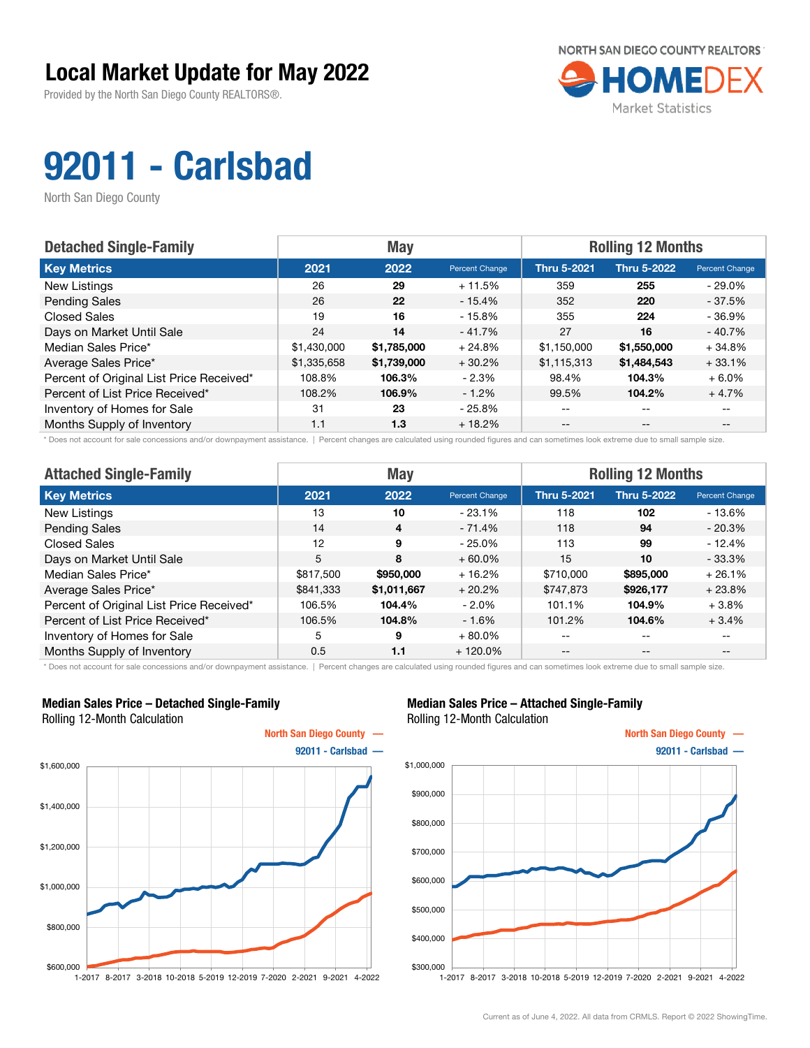# Local Market Update for May 2022

Provided by the North San Diego County REALTORS®.

NORTH SAN DIEGO COUNTY REALTORS HOMEDEX Market Statistics

# 92011 - Carlsbad

North San Diego County

| Detached Single-Family | May | | | Rolling 12 Months | | |
|---|---|---|---|---|---|---|
| **Key Metrics** | **2021** | **2022** | **Percent Change** | **Thru 5-2021** | **Thru 5-2022** | **Percent Change** |
| New Listings | 26 | **29** | + 11.5% | 359 | **255** | - 29.0% |
| Pending Sales | 26 | **22** | - 15.4% | 352 | **220** | - 37.5% |
| Closed Sales | 19 | **16** | - 15.8% | 355 | **224** | - 36.9% |
| Days on Market Until Sale | 24 | **14** | - 41.7% | 27 | **16** | - 40.7% |
| Median Sales Price* | $1,430,000 | **$1,785,000** | + 24.8% | $1,150,000 | **$1,550,000** | + 34.8% |
| Average Sales Price* | $1,335,658 | **$1,739,000** | + 30.2% | $1,115,313 | **$1,484,543** | + 33.1% |
| Percent of Original List Price Received* | 108.8% | **106.3%** | - 2.3% | 98.4% | **104.3%** | + 6.0% |
| Percent of List Price Received* | 108.2% | **106.9%** | - 1.2% | 99.5% | **104.2%** | + 4.7% |
| Inventory of Homes for Sale | 31 | **23** | - 25.8% | -- | -- | -- |
| Months Supply of Inventory | 1.1 | **1.3** | + 18.2% | -- | -- | -- |

\* Does not account for sale concessions and/or downpayment assistance. | Percent changes are calculated using rounded figures and can sometimes look extreme due to small sample size.

| Attached Single-Family | May | | | Rolling 12 Months | | |
|---|---|---|---|---|---|---|
| **Key Metrics** | **2021** | **2022** | **Percent Change** | **Thru 5-2021** | **Thru 5-2022** | **Percent Change** |
| New Listings | 13 | **10** | - 23.1% | 118 | **102** | - 13.6% |
| Pending Sales | 14 | **4** | - 71.4% | 118 | **94** | - 20.3% |
| Closed Sales | 12 | **9** | - 25.0% | 113 | **99** | - 12.4% |
| Days on Market Until Sale | 5 | **8** | + 60.0% | 15 | **10** | - 33.3% |
| Median Sales Price* | $817,500 | **$950,000** | + 16.2% | $710,000 | **$895,000** | + 26.1% |
| Average Sales Price* | $841,333 | **$1,011,667** | + 20.2% | $747,873 | **$926,177** | + 23.8% |
| Percent of Original List Price Received* | 106.5% | **104.4%** | - 2.0% | 101.1% | **104.9%** | + 3.8% |
| Percent of List Price Received* | 106.5% | **104.8%** | - 1.6% | 101.2% | **104.6%** | + 3.4% |
| Inventory of Homes for Sale | 5 | **9** | + 80.0% | -- | -- | -- |
| Months Supply of Inventory | 0.5 | **1.1** | + 120.0% | -- | -- | -- |

\* Does not account for sale concessions and/or downpayment assistance. | Percent changes are calculated using rounded figures and can sometimes look extreme due to small sample size.

**Median Sales Price – Detached Single-Family**
Rolling 12-Month Calculation

North San Diego County —
92011 - Carlsbad —

**Median Sales Price – Attached Single-Family**
Rolling 12-Month Calculation

North San Diego County —
92011 - Carlsbad —

Current as of June 4, 2022. All data from CRMLS. Report © 2022 ShowingTime.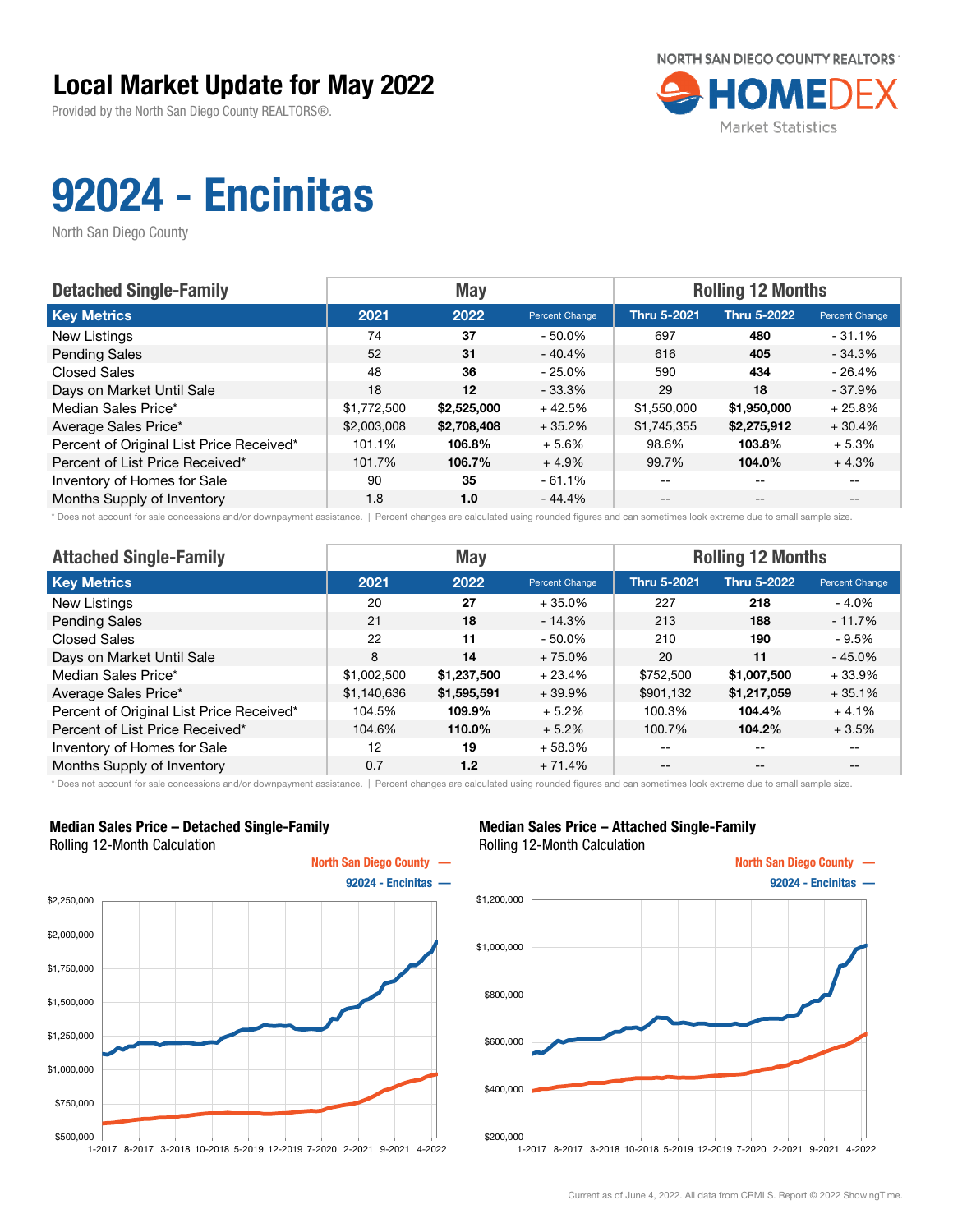# Local Market Update for May 2022

Provided by the North San Diego County REALTORS®.

NORTH SAN DIEGO COUNTY REALTORS
HOMEDEX
Market Statistics

# 92024 - Encinitas

North San Diego County

| Detached Single-Family | May | | | Rolling 12 Months | | |
|---|---|---|---|---|---|---|
| **Key Metrics** | **2021** | **2022** | **Percent Change** | **Thru 5-2021** | **Thru 5-2022** | **Percent Change** |
| New Listings | 74 | **37** | - 50.0% | 697 | **480** | - 31.1% |
| Pending Sales | 52 | **31** | - 40.4% | 616 | **405** | - 34.3% |
| Closed Sales | 48 | **36** | - 25.0% | 590 | **434** | - 26.4% |
| Days on Market Until Sale | 18 | **12** | - 33.3% | 29 | **18** | - 37.9% |
| Median Sales Price* | $1,772,500 | **$2,525,000** | + 42.5% | $1,550,000 | **$1,950,000** | + 25.8% |
| Average Sales Price* | $2,003,008 | **$2,708,408** | + 35.2% | $1,745,355 | **$2,275,912** | + 30.4% |
| Percent of Original List Price Received* | 101.1% | **106.8%** | + 5.6% | 98.6% | **103.8%** | + 5.3% |
| Percent of List Price Received* | 101.7% | **106.7%** | + 4.9% | 99.7% | **104.0%** | + 4.3% |
| Inventory of Homes for Sale | 90 | **35** | - 61.1% | -- | -- | -- |
| Months Supply of Inventory | 1.8 | **1.0** | - 44.4% | -- | -- | -- |

* Does not account for sale concessions and/or downpayment assistance. | Percent changes are calculated using rounded figures and can sometimes look extreme due to small sample size.

| Attached Single-Family | May | | | Rolling 12 Months | | |
|---|---|---|---|---|---|---|
| **Key Metrics** | **2021** | **2022** | **Percent Change** | **Thru 5-2021** | **Thru 5-2022** | **Percent Change** |
| New Listings | 20 | **27** | + 35.0% | 227 | **218** | - 4.0% |
| Pending Sales | 21 | **18** | - 14.3% | 213 | **188** | - 11.7% |
| Closed Sales | 22 | **11** | - 50.0% | 210 | **190** | - 9.5% |
| Days on Market Until Sale | 8 | **14** | + 75.0% | 20 | **11** | - 45.0% |
| Median Sales Price* | $1,002,500 | **$1,237,500** | + 23.4% | $752,500 | **$1,007,500** | + 33.9% |
| Average Sales Price* | $1,140,636 | **$1,595,591** | + 39.9% | $901,132 | **$1,217,059** | + 35.1% |
| Percent of Original List Price Received* | 104.5% | **109.9%** | + 5.2% | 100.3% | **104.4%** | + 4.1% |
| Percent of List Price Received* | 104.6% | **110.0%** | + 5.2% | 100.7% | **104.2%** | + 3.5% |
| Inventory of Homes for Sale | 12 | **19** | + 58.3% | -- | -- | -- |
| Months Supply of Inventory | 0.7 | **1.2** | + 71.4% | -- | -- | -- |

* Does not account for sale concessions and/or downpayment assistance. | Percent changes are calculated using rounded figures and can sometimes look extreme due to small sample size.

**Median Sales Price – Detached Single-Family**
Rolling 12-Month Calculation

**Median Sales Price – Attached Single-Family**
Rolling 12-Month Calculation

Current as of June 4, 2022. All data from CRMLS. Report © 2022 ShowingTime.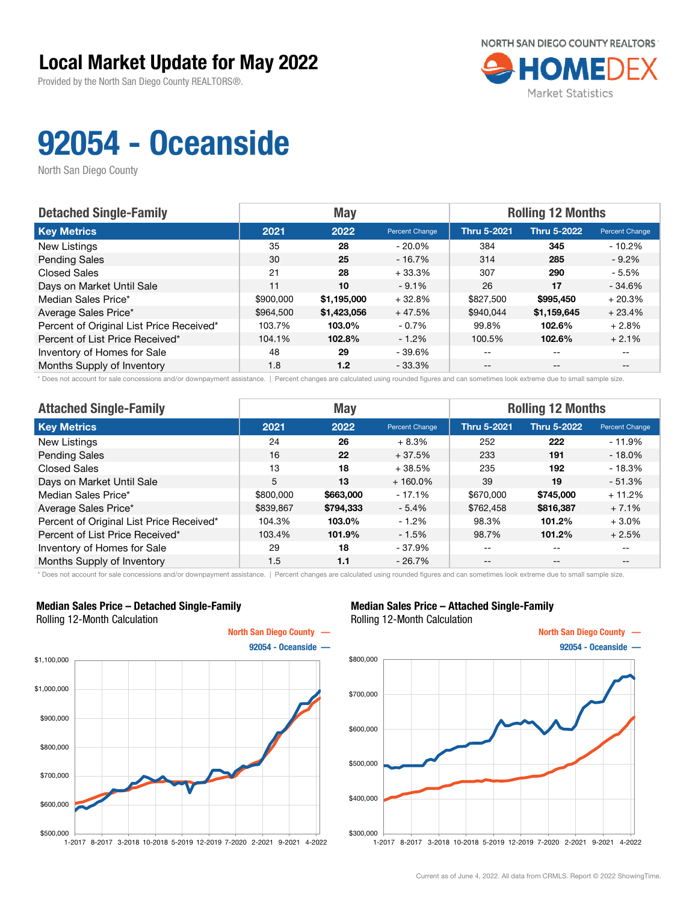# Local Market Update for May 2022

Provided by the North San Diego County REALTORS®.

NORTH SAN DIEGO COUNTY REALTORS HOMEDEX Market Statistics

# 92054 - Oceanside

North San Diego County

| Detached Single-Family | May | | | Rolling 12 Months | | |
|---|---|---|---|---|---|---|
| **Key Metrics** | **2021** | **2022** | **Percent Change** | **Thru 5-2021** | **Thru 5-2022** | **Percent Change** |
| New Listings | 35 | **28** | - 20.0% | 384 | **345** | - 10.2% |
| Pending Sales | 30 | **25** | - 16.7% | 314 | **285** | - 9.2% |
| Closed Sales | 21 | **28** | + 33.3% | 307 | **290** | - 5.5% |
| Days on Market Until Sale | 11 | **10** | - 9.1% | 26 | **17** | - 34.6% |
| Median Sales Price* | $900,000 | **$1,195,000** | + 32.8% | $827,500 | **$995,450** | + 20.3% |
| Average Sales Price* | $964,500 | **$1,423,056** | + 47.5% | $940,044 | **$1,159,645** | + 23.4% |
| Percent of Original List Price Received* | 103.7% | **103.0%** | - 0.7% | 99.8% | **102.6%** | + 2.8% |
| Percent of List Price Received* | 104.1% | **102.8%** | - 1.2% | 100.5% | **102.6%** | + 2.1% |
| Inventory of Homes for Sale | 48 | **29** | - 39.6% | -- | -- | -- |
| Months Supply of Inventory | 1.8 | **1.2** | - 33.3% | -- | -- | -- |

\* Does not account for sale concessions and/or downpayment assistance. | Percent changes are calculated using rounded figures and can sometimes look extreme due to small sample size.

| Attached Single-Family | May | | | Rolling 12 Months | | |
|---|---|---|---|---|---|---|
| **Key Metrics** | **2021** | **2022** | **Percent Change** | **Thru 5-2021** | **Thru 5-2022** | **Percent Change** |
| New Listings | 24 | **26** | + 8.3% | 252 | **222** | - 11.9% |
| Pending Sales | 16 | **22** | + 37.5% | 233 | **191** | - 18.0% |
| Closed Sales | 13 | **18** | + 38.5% | 235 | **192** | - 18.3% |
| Days on Market Until Sale | 5 | **13** | + 160.0% | 39 | **19** | - 51.3% |
| Median Sales Price* | $800,000 | **$663,000** | - 17.1% | $670,000 | **$745,000** | + 11.2% |
| Average Sales Price* | $839,867 | **$794,333** | - 5.4% | $762,458 | **$816,387** | + 7.1% |
| Percent of Original List Price Received* | 104.3% | **103.0%** | - 1.2% | 98.3% | **101.2%** | + 3.0% |
| Percent of List Price Received* | 103.4% | **101.9%** | - 1.5% | 98.7% | **101.2%** | + 2.5% |
| Inventory of Homes for Sale | 29 | **18** | - 37.9% | -- | -- | -- |
| Months Supply of Inventory | 1.5 | **1.1** | - 26.7% | -- | -- | -- |

\* Does not account for sale concessions and/or downpayment assistance. | Percent changes are calculated using rounded figures and can sometimes look extreme due to small sample size.

**Median Sales Price – Detached Single-Family**
Rolling 12-Month Calculation

North San Diego County —
92054 - Oceanside —

**Median Sales Price – Attached Single-Family**
Rolling 12-Month Calculation

North San Diego County —
92054 - Oceanside —

Current as of June 4, 2022. All data from CRMLS. Report © 2022 ShowingTime.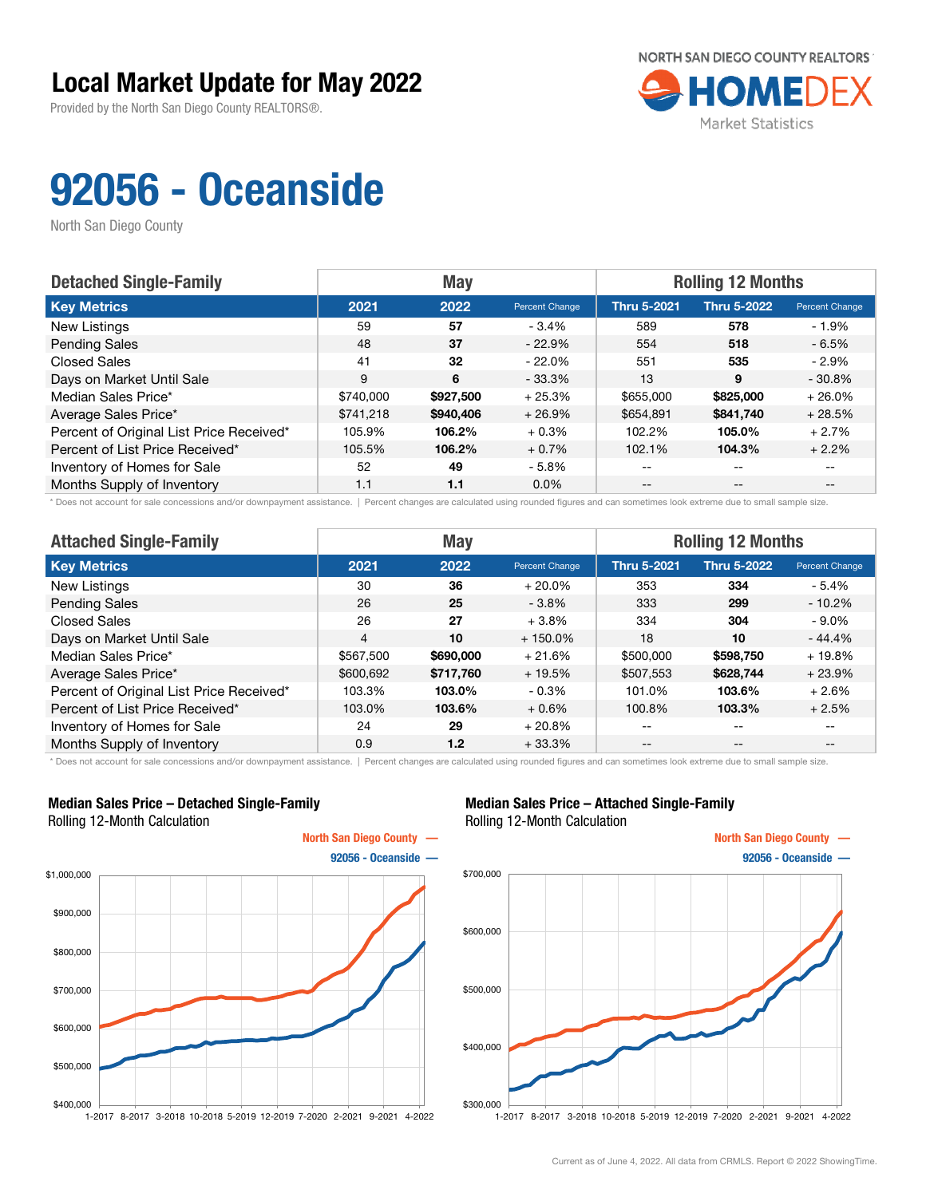# Local Market Update for May 2022

Provided by the North San Diego County REALTORS®.

NORTH SAN DIEGO COUNTY REALTORS HOMEDEX Market Statistics

# 92056 - Oceanside

North San Diego County

| Detached Single-Family | May | | | Rolling 12 Months | | |
|---|---|---|---|---|---|---|
| **Key Metrics** | **2021** | **2022** | **Percent Change** | **Thru 5-2021** | **Thru 5-2022** | **Percent Change** |
| New Listings | 59 | **57** | - 3.4% | 589 | **578** | - 1.9% |
| Pending Sales | 48 | **37** | - 22.9% | 554 | **518** | - 6.5% |
| Closed Sales | 41 | **32** | - 22.0% | 551 | **535** | - 2.9% |
| Days on Market Until Sale | 9 | **6** | - 33.3% | 13 | **9** | - 30.8% |
| Median Sales Price* | $740,000 | **$927,500** | + 25.3% | $655,000 | **$825,000** | + 26.0% |
| Average Sales Price* | $741,218 | **$940,406** | + 26.9% | $654,891 | **$841,740** | + 28.5% |
| Percent of Original List Price Received* | 105.9% | **106.2%** | + 0.3% | 102.2% | **105.0%** | + 2.7% |
| Percent of List Price Received* | 105.5% | **106.2%** | + 0.7% | 102.1% | **104.3%** | + 2.2% |
| Inventory of Homes for Sale | 52 | **49** | - 5.8% | -- | -- | -- |
| Months Supply of Inventory | 1.1 | **1.1** | 0.0% | -- | -- | -- |

* Does not account for sale concessions and/or downpayment assistance. | Percent changes are calculated using rounded figures and can sometimes look extreme due to small sample size.

| Attached Single-Family | May | | | Rolling 12 Months | | |
|---|---|---|---|---|---|---|
| **Key Metrics** | **2021** | **2022** | **Percent Change** | **Thru 5-2021** | **Thru 5-2022** | **Percent Change** |
| New Listings | 30 | **36** | + 20.0% | 353 | **334** | - 5.4% |
| Pending Sales | 26 | **25** | - 3.8% | 333 | **299** | - 10.2% |
| Closed Sales | 26 | **27** | + 3.8% | 334 | **304** | - 9.0% |
| Days on Market Until Sale | 4 | **10** | + 150.0% | 18 | **10** | - 44.4% |
| Median Sales Price* | $567,500 | **$690,000** | + 21.6% | $500,000 | **$598,750** | + 19.8% |
| Average Sales Price* | $600,692 | **$717,760** | + 19.5% | $507,553 | **$628,744** | + 23.9% |
| Percent of Original List Price Received* | 103.3% | **103.0%** | - 0.3% | 101.0% | **103.6%** | + 2.6% |
| Percent of List Price Received* | 103.0% | **103.6%** | + 0.6% | 100.8% | **103.3%** | + 2.5% |
| Inventory of Homes for Sale | 24 | **29** | + 20.8% | -- | -- | -- |
| Months Supply of Inventory | 0.9 | **1.2** | + 33.3% | -- | -- | -- |

* Does not account for sale concessions and/or downpayment assistance. | Percent changes are calculated using rounded figures and can sometimes look extreme due to small sample size.

### Median Sales Price – Detached Single-Family
Rolling 12-Month Calculation

North San Diego County —
92056 - Oceanside —

### Median Sales Price – Attached Single-Family
Rolling 12-Month Calculation

North San Diego County —
92056 - Oceanside —

Current as of June 4, 2022. All data from CRMLS. Report © 2022 ShowingTime.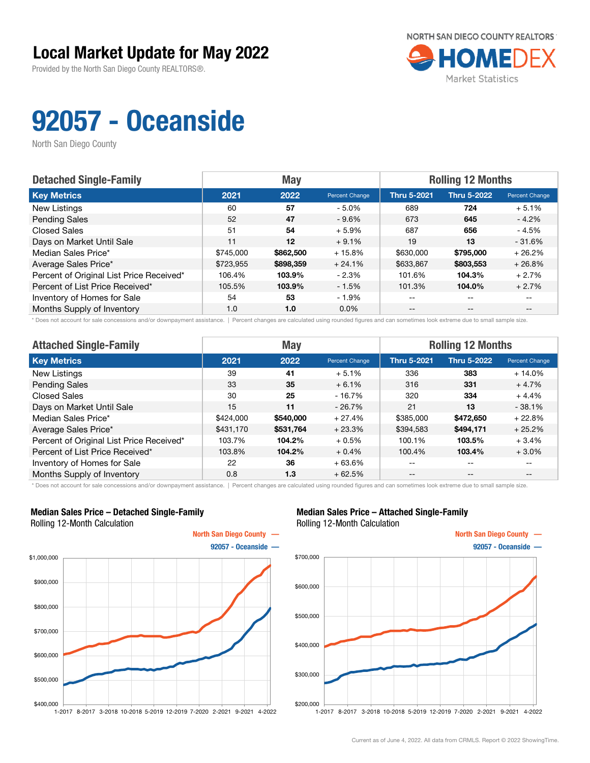# Local Market Update for May 2022

Provided by the North San Diego County REALTORS®.

NORTH SAN DIEGO COUNTY REALTORS HOMEDEX Market Statistics

# 92057 - Oceanside

North San Diego County

| Detached Single-Family | May | | | Rolling 12 Months | | |
|---|---|---|---|---|---|---|
| **Key Metrics** | **2021** | **2022** | **Percent Change** | **Thru 5-2021** | **Thru 5-2022** | **Percent Change** |
| New Listings | 60 | **57** | - 5.0% | 689 | **724** | + 5.1% |
| Pending Sales | 52 | **47** | - 9.6% | 673 | **645** | - 4.2% |
| Closed Sales | 51 | **54** | + 5.9% | 687 | **656** | - 4.5% |
| Days on Market Until Sale | 11 | **12** | + 9.1% | 19 | **13** | - 31.6% |
| Median Sales Price* | $745,000 | **$862,500** | + 15.8% | $630,000 | **$795,000** | + 26.2% |
| Average Sales Price* | $723,955 | **$898,359** | + 24.1% | $633,867 | **$803,553** | + 26.8% |
| Percent of Original List Price Received* | 106.4% | **103.9%** | - 2.3% | 101.6% | **104.3%** | + 2.7% |
| Percent of List Price Received* | 105.5% | **103.9%** | - 1.5% | 101.3% | **104.0%** | + 2.7% |
| Inventory of Homes for Sale | 54 | **53** | - 1.9% | -- | -- | -- |
| Months Supply of Inventory | 1.0 | **1.0** | 0.0% | -- | -- | -- |

\* Does not account for sale concessions and/or downpayment assistance. | Percent changes are calculated using rounded figures and can sometimes look extreme due to small sample size.

| Attached Single-Family | May | | | Rolling 12 Months | | |
|---|---|---|---|---|---|---|
| **Key Metrics** | **2021** | **2022** | **Percent Change** | **Thru 5-2021** | **Thru 5-2022** | **Percent Change** |
| New Listings | 39 | **41** | + 5.1% | 336 | **383** | + 14.0% |
| Pending Sales | 33 | **35** | + 6.1% | 316 | **331** | + 4.7% |
| Closed Sales | 30 | **25** | - 16.7% | 320 | **334** | + 4.4% |
| Days on Market Until Sale | 15 | **11** | - 26.7% | 21 | **13** | - 38.1% |
| Median Sales Price* | $424,000 | **$540,000** | + 27.4% | $385,000 | **$472,650** | + 22.8% |
| Average Sales Price* | $431,170 | **$531,764** | + 23.3% | $394,583 | **$494,171** | + 25.2% |
| Percent of Original List Price Received* | 103.7% | **104.2%** | + 0.5% | 100.1% | **103.5%** | + 3.4% |
| Percent of List Price Received* | 103.8% | **104.2%** | + 0.4% | 100.4% | **103.4%** | + 3.0% |
| Inventory of Homes for Sale | 22 | **36** | + 63.6% | -- | -- | -- |
| Months Supply of Inventory | 0.8 | **1.3** | + 62.5% | -- | -- | -- |

\* Does not account for sale concessions and/or downpayment assistance. | Percent changes are calculated using rounded figures and can sometimes look extreme due to small sample size.

**Median Sales Price – Detached Single-Family**
Rolling 12-Month Calculation

North San Diego County —
92057 - Oceanside —

**Median Sales Price – Attached Single-Family**
Rolling 12-Month Calculation

North San Diego County —
92057 - Oceanside —

Current as of June 4, 2022. All data from CRMLS. Report © 2022 ShowingTime.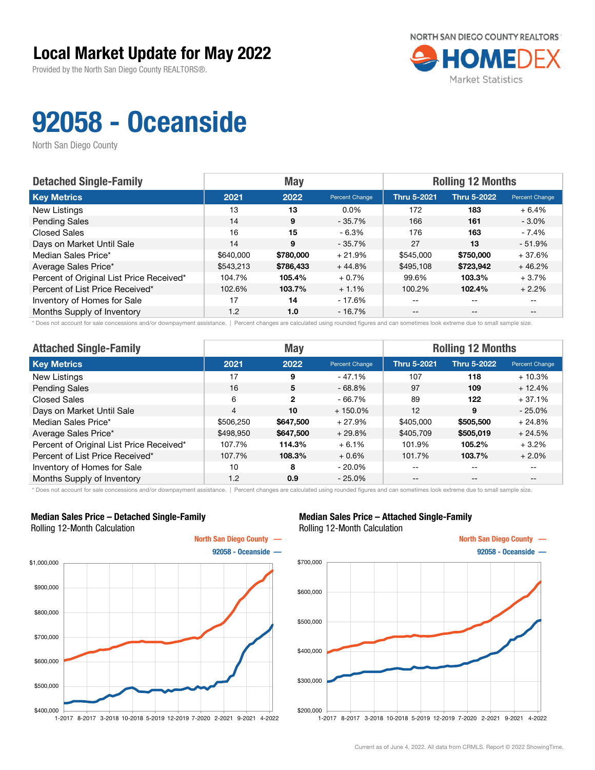# Local Market Update for May 2022

Provided by the North San Diego County REALTORS®.

NORTH SAN DIEGO COUNTY REALTORS HOMEDEX Market Statistics

# 92058 - Oceanside

North San Diego County

| Detached Single-Family | May | | | Rolling 12 Months | | |
|---|---|---|---|---|---|---|
| **Key Metrics** | **2021** | **2022** | **Percent Change** | **Thru 5-2021** | **Thru 5-2022** | **Percent Change** |
| New Listings | 13 | **13** | 0.0% | 172 | **183** | + 6.4% |
| Pending Sales | 14 | **9** | - 35.7% | 166 | **161** | - 3.0% |
| Closed Sales | 16 | **15** | - 6.3% | 176 | **163** | - 7.4% |
| Days on Market Until Sale | 14 | **9** | - 35.7% | 27 | **13** | - 51.9% |
| Median Sales Price* | $640,000 | **$780,000** | + 21.9% | $545,000 | **$750,000** | + 37.6% |
| Average Sales Price* | $543,213 | **$786,433** | + 44.8% | $495,108 | **$723,942** | + 46.2% |
| Percent of Original List Price Received* | 104.7% | **105.4%** | + 0.7% | 99.6% | **103.3%** | + 3.7% |
| Percent of List Price Received* | 102.6% | **103.7%** | + 1.1% | 100.2% | **102.4%** | + 2.2% |
| Inventory of Homes for Sale | 17 | **14** | - 17.6% | -- | -- | -- |
| Months Supply of Inventory | 1.2 | **1.0** | - 16.7% | -- | -- | -- |

\* Does not account for sale concessions and/or downpayment assistance. | Percent changes are calculated using rounded figures and can sometimes look extreme due to small sample size.

| Attached Single-Family | May | | | Rolling 12 Months | | |
|---|---|---|---|---|---|---|
| **Key Metrics** | **2021** | **2022** | **Percent Change** | **Thru 5-2021** | **Thru 5-2022** | **Percent Change** |
| New Listings | 17 | **9** | - 47.1% | 107 | **118** | + 10.3% |
| Pending Sales | 16 | **5** | - 68.8% | 97 | **109** | + 12.4% |
| Closed Sales | 6 | **2** | - 66.7% | 89 | **122** | + 37.1% |
| Days on Market Until Sale | 4 | **10** | + 150.0% | 12 | **9** | - 25.0% |
| Median Sales Price* | $506,250 | **$647,500** | + 27.9% | $405,000 | **$505,500** | + 24.8% |
| Average Sales Price* | $498,950 | **$647,500** | + 29.8% | $405,709 | **$505,019** | + 24.5% |
| Percent of Original List Price Received* | 107.7% | **114.3%** | + 6.1% | 101.9% | **105.2%** | + 3.2% |
| Percent of List Price Received* | 107.7% | **108.3%** | + 0.6% | 101.7% | **103.7%** | + 2.0% |
| Inventory of Homes for Sale | 10 | **8** | - 20.0% | -- | -- | -- |
| Months Supply of Inventory | 1.2 | **0.9** | - 25.0% | -- | -- | -- |

\* Does not account for sale concessions and/or downpayment assistance. | Percent changes are calculated using rounded figures and can sometimes look extreme due to small sample size.

**Median Sales Price – Detached Single-Family**
Rolling 12-Month Calculation

North San Diego County —
92058 - Oceanside —

**Median Sales Price – Attached Single-Family**
Rolling 12-Month Calculation

North San Diego County —
92058 - Oceanside —

Current as of June 4, 2022. All data from CRMLS. Report © 2022 ShowingTime.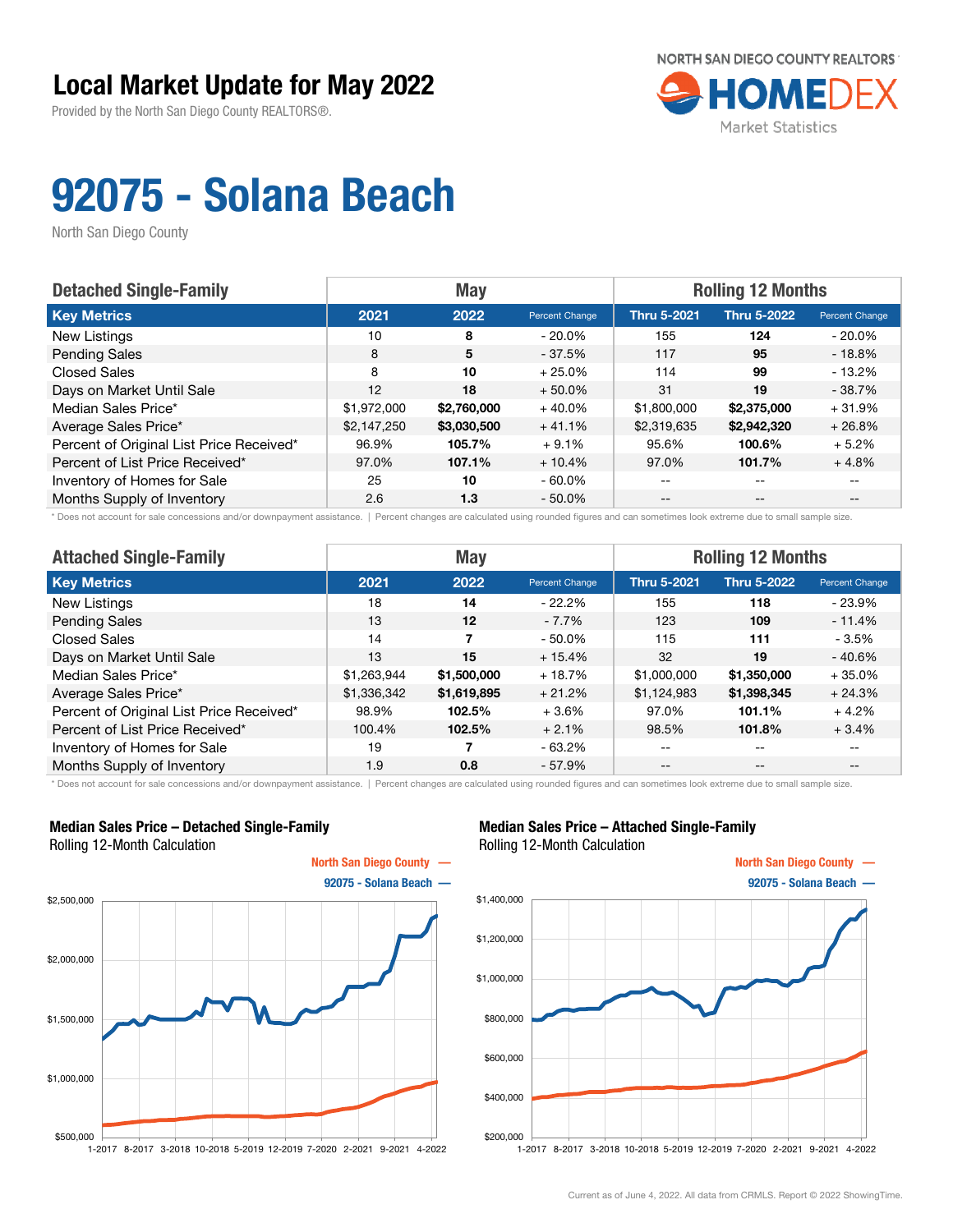# Local Market Update for May 2022

Provided by the North San Diego County REALTORS®.

NORTH SAN DIEGO COUNTY REALTORS
HOMEDEX
Market Statistics

# 92075 - Solana Beach

North San Diego County

| Detached Single-Family | May | | | Rolling 12 Months | | |
|---|---|---|---|---|---|---|
| Key Metrics | 2021 | 2022 | Percent Change | Thru 5-2021 | Thru 5-2022 | Percent Change |
| New Listings | 10 | **8** | - 20.0% | 155 | **124** | - 20.0% |
| Pending Sales | 8 | **5** | - 37.5% | 117 | **95** | - 18.8% |
| Closed Sales | 8 | **10** | + 25.0% | 114 | **99** | - 13.2% |
| Days on Market Until Sale | 12 | **18** | + 50.0% | 31 | **19** | - 38.7% |
| Median Sales Price* | $1,972,000 | **$2,760,000** | + 40.0% | $1,800,000 | **$2,375,000** | + 31.9% |
| Average Sales Price* | $2,147,250 | **$3,030,500** | + 41.1% | $2,319,635 | **$2,942,320** | + 26.8% |
| Percent of Original List Price Received* | 96.9% | **105.7%** | + 9.1% | 95.6% | **100.6%** | + 5.2% |
| Percent of List Price Received* | 97.0% | **107.1%** | + 10.4% | 97.0% | **101.7%** | + 4.8% |
| Inventory of Homes for Sale | 25 | **10** | - 60.0% | -- | -- | -- |
| Months Supply of Inventory | 2.6 | **1.3** | - 50.0% | -- | -- | -- |

* Does not account for sale concessions and/or downpayment assistance. | Percent changes are calculated using rounded figures and can sometimes look extreme due to small sample size.

| Attached Single-Family | May | | | Rolling 12 Months | | |
|---|---|---|---|---|---|---|
| Key Metrics | 2021 | 2022 | Percent Change | Thru 5-2021 | Thru 5-2022 | Percent Change |
| New Listings | 18 | **14** | - 22.2% | 155 | **118** | - 23.9% |
| Pending Sales | 13 | **12** | - 7.7% | 123 | **109** | - 11.4% |
| Closed Sales | 14 | **7** | - 50.0% | 115 | **111** | - 3.5% |
| Days on Market Until Sale | 13 | **15** | + 15.4% | 32 | **19** | - 40.6% |
| Median Sales Price* | $1,263,944 | **$1,500,000** | + 18.7% | $1,000,000 | **$1,350,000** | + 35.0% |
| Average Sales Price* | $1,336,342 | **$1,619,895** | + 21.2% | $1,124,983 | **$1,398,345** | + 24.3% |
| Percent of Original List Price Received* | 98.9% | **102.5%** | + 3.6% | 97.0% | **101.1%** | + 4.2% |
| Percent of List Price Received* | 100.4% | **102.5%** | + 2.1% | 98.5% | **101.8%** | + 3.4% |
| Inventory of Homes for Sale | 19 | **7** | - 63.2% | -- | -- | -- |
| Months Supply of Inventory | 1.9 | **0.8** | - 57.9% | -- | -- | -- |

* Does not account for sale concessions and/or downpayment assistance. | Percent changes are calculated using rounded figures and can sometimes look extreme due to small sample size.

**Median Sales Price – Detached Single-Family**
Rolling 12-Month Calculation

North San Diego County
92075 - Solana Beach

$2,500,000
$2,000,000
$1,500,000
$1,000,000
$500,000

1-2017 8-2017 3-2018 10-2018 5-2019 12-2019 7-2020 2-2021 9-2021 4-2022

**Median Sales Price – Attached Single-Family**
Rolling 12-Month Calculation

North San Diego County
92075 - Solana Beach

$1,400,000
$1,200,000
$1,000,000
$800,000
$600,000
$400,000
$200,000

1-2017 8-2017 3-2018 10-2018 5-2019 12-2019 7-2020 2-2021 9-2021 4-2022

Current as of June 4, 2022. All data from CRMLS. Report © 2022 ShowingTime.